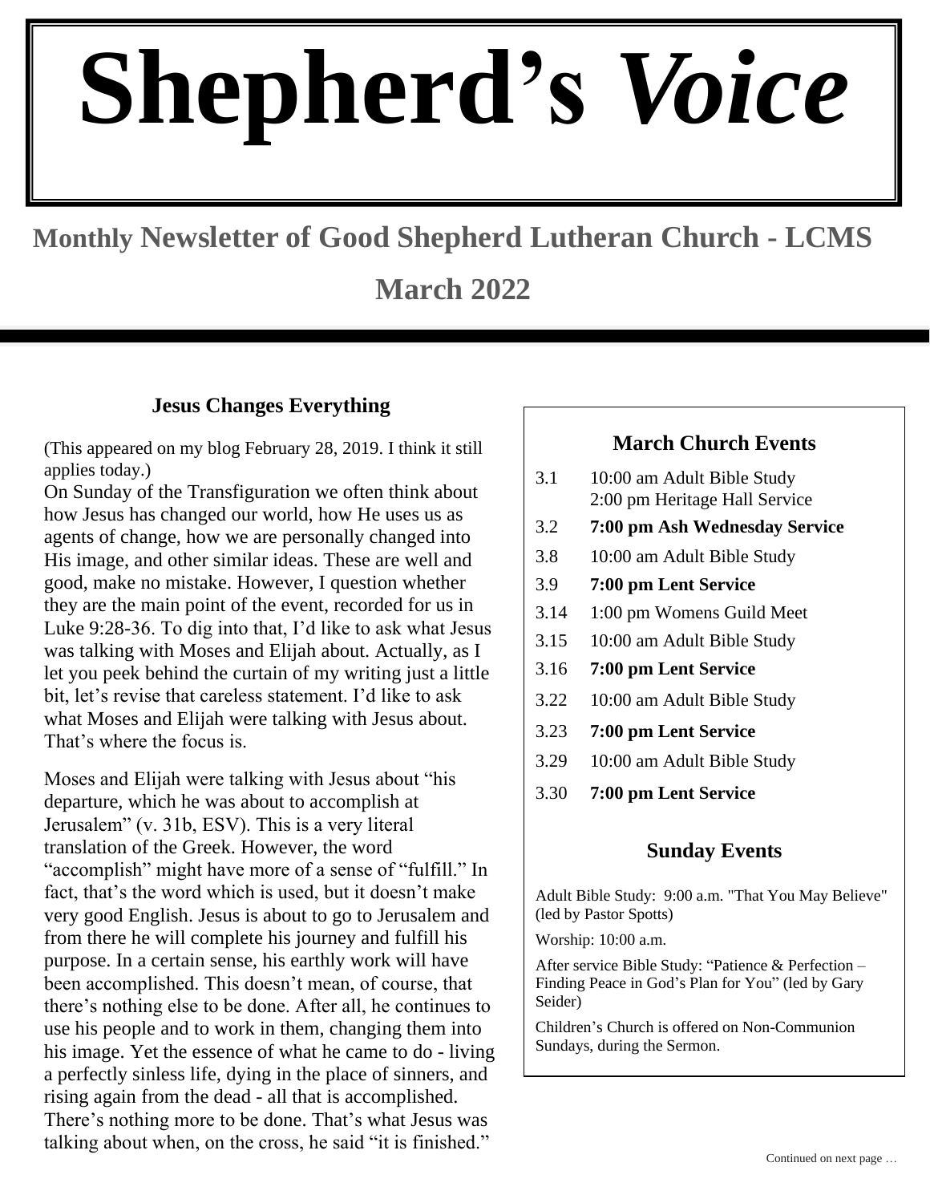# Shepherd's *Voice*

## Monthly Newsletter of Good Shepherd Lutheran Church - LCMS

## March 2022

### Jesus Changes Everything

(This appeared on my blog February 28, 2019. I think it still applies today.)

On Sunday of the Transfiguration we often think about how Jesus has changed our world, how He uses us as agents of change, how we are personally changed into His image, and other similar ideas. These are well and good, make no mistake. However, I question whether they are the main point of the event, recorded for us in Luke 9:28-36. To dig into that, I'd like to ask what Jesus was talking with Moses and Elijah about. Actually, as I let you peek behind the curtain of my writing just a little bit, let's revise that careless statement. I'd like to ask what Moses and Elijah were talking with Jesus about. That's where the focus is.

Moses and Elijah were talking with Jesus about "his departure, which he was about to accomplish at Jerusalem" (v. 31b, ESV). This is a very literal translation of the Greek. However, the word "accomplish" might have more of a sense of "fulfill." In fact, that's the word which is used, but it doesn't make very good English. Jesus is about to go to Jerusalem and from there he will complete his journey and fulfill his purpose. In a certain sense, his earthly work will have been accomplished. This doesn't mean, of course, that there's nothing else to be done. After all, he continues to use his people and to work in them, changing them into his image. Yet the essence of what he came to do - living a perfectly sinless life, dying in the place of sinners, and rising again from the dead - all that is accomplished. There's nothing more to be done. That's what Jesus was talking about when, on the cross, he said "it is finished."

Continued on next page …

### March Church Events

| | |
|---|---|
| 3.1 | 10:00 am Adult Bible Study<br>2:00 pm Heritage Hall Service |
| 3.2 | **7:00 pm Ash Wednesday Service** |
| 3.8 | 10:00 am Adult Bible Study |
| 3.9 | **7:00 pm Lent Service** |
| 3.14 | 1:00 pm Womens Guild Meet |
| 3.15 | 10:00 am Adult Bible Study |
| 3.16 | **7:00 pm Lent Service** |
| 3.22 | 10:00 am Adult Bible Study |
| 3.23 | **7:00 pm Lent Service** |
| 3.29 | 10:00 am Adult Bible Study |
| 3.30 | **7:00 pm Lent Service** |

### Sunday Events

Adult Bible Study: 9:00 a.m. "That You May Believe" (led by Pastor Spotts)

Worship: 10:00 a.m.

After service Bible Study: "Patience & Perfection – Finding Peace in God's Plan for You" (led by Gary Seider)

Children's Church is offered on Non-Communion Sundays, during the Sermon.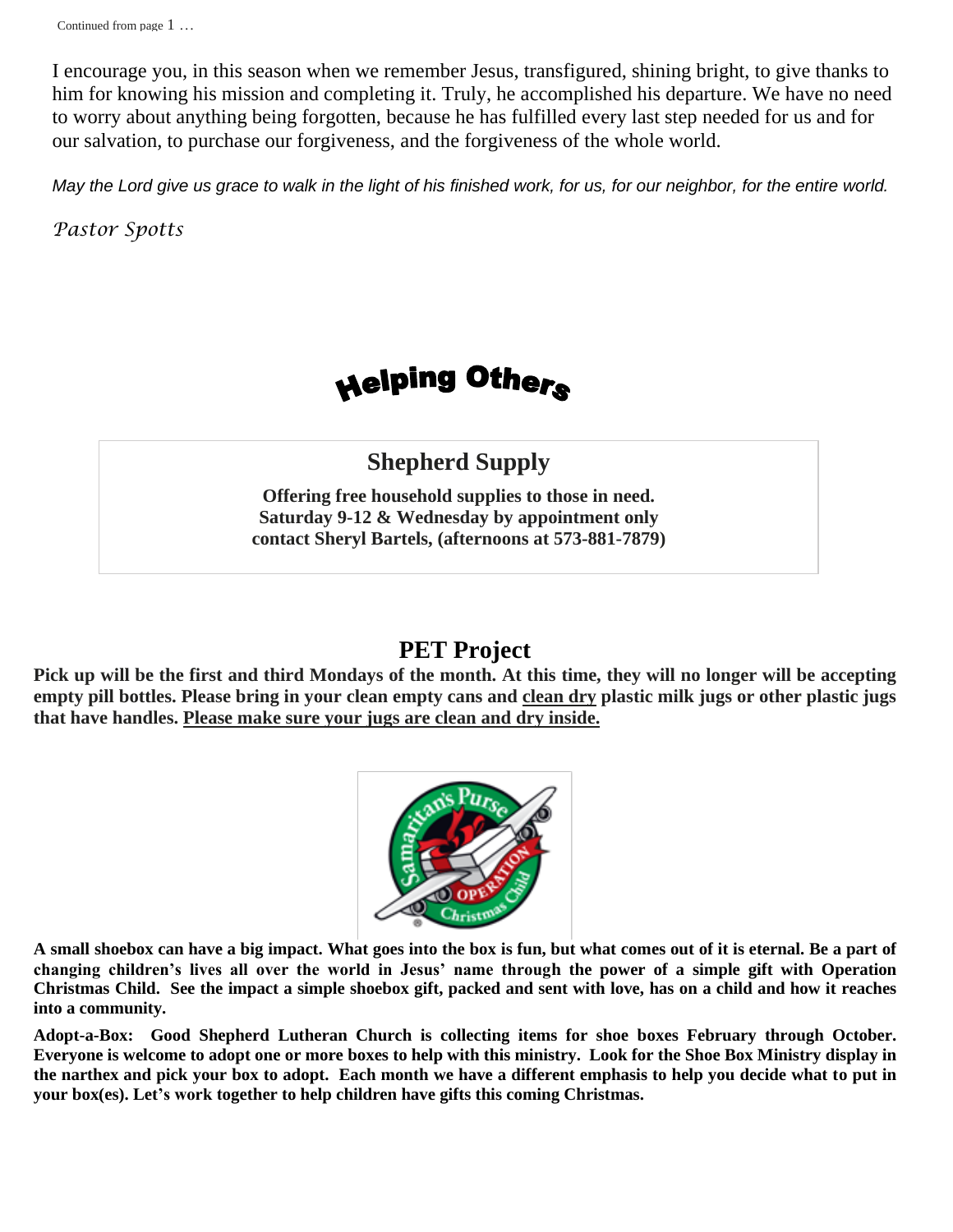Continued from page 1 …

I encourage you, in this season when we remember Jesus, transfigured, shining bright, to give thanks to him for knowing his mission and completing it. Truly, he accomplished his departure. We have no need to worry about anything being forgotten, because he has fulfilled every last step needed for us and for our salvation, to purchase our forgiveness, and the forgiveness of the whole world.

*May the Lord give us grace to walk in the light of his finished work, for us, for our neighbor, for the entire world.*

*Pastor Spotts*

# Helping Others

## Shepherd Supply

**Offering free household supplies to those in need.**
**Saturday 9-12 & Wednesday by appointment only**
**contact Sheryl Bartels, (afternoons at 573-881-7879)**

## PET Project

**Pick up will be the first and third Mondays of the month. At this time, they will no longer will be accepting empty pill bottles. Please bring in your clean empty cans and clean dry plastic milk jugs or other plastic jugs that have handles. Please make sure your jugs are clean and dry inside.**

**A small shoebox can have a big impact. What goes into the box is fun, but what comes out of it is eternal. Be a part of changing children's lives all over the world in Jesus' name through the power of a simple gift with Operation Christmas Child. See the impact a simple shoebox gift, packed and sent with love, has on a child and how it reaches into a community.**

**Adopt-a-Box: Good Shepherd Lutheran Church is collecting items for shoe boxes February through October. Everyone is welcome to adopt one or more boxes to help with this ministry. Look for the Shoe Box Ministry display in the narthex and pick your box to adopt. Each month we have a different emphasis to help you decide what to put in your box(es). Let's work together to help children have gifts this coming Christmas.**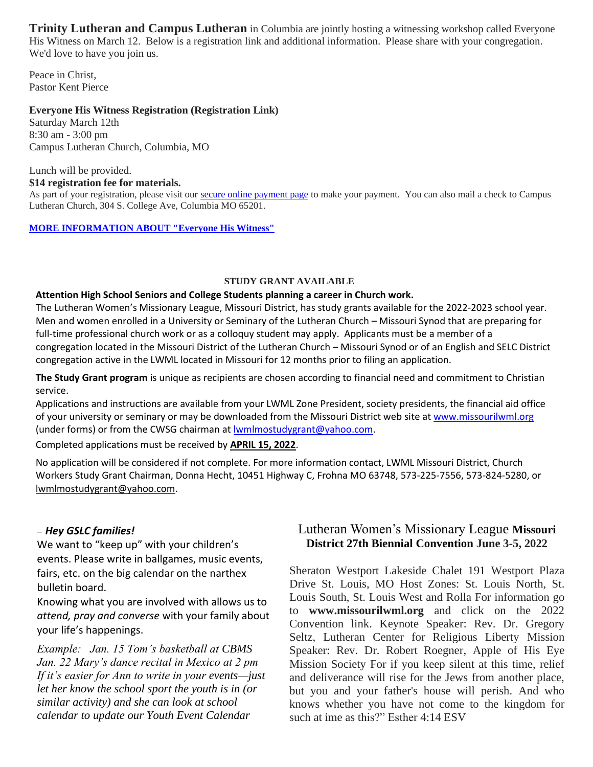**Trinity Lutheran and Campus Lutheran** in Columbia are jointly hosting a witnessing workshop called Everyone His Witness on March 12. Below is a registration link and additional information. Please share with your congregation. We'd love to have you join us.

Peace in Christ,
Pastor Kent Pierce

**Everyone His Witness Registration (Registration Link)**
Saturday March 12th
8:30 am - 3:00 pm
Campus Lutheran Church, Columbia, MO

Lunch will be provided.
**$14 registration fee for materials.**
As part of your registration, please visit our secure online payment page to make your payment. You can also mail a check to Campus Lutheran Church, 304 S. College Ave, Columbia MO 65201.

**MORE INFORMATION ABOUT "Everyone His Witness"**

**STUDY GRANT AVAILABLE**

**Attention High School Seniors and College Students planning a career in Church work.**
The Lutheran Women's Missionary League, Missouri District, has study grants available for the 2022-2023 school year. Men and women enrolled in a University or Seminary of the Lutheran Church – Missouri Synod that are preparing for full-time professional church work or as a colloquy student may apply. Applicants must be a member of a congregation located in the Missouri District of the Lutheran Church – Missouri Synod or of an English and SELC District congregation active in the LWML located in Missouri for 12 months prior to filing an application.

**The Study Grant program** is unique as recipients are chosen according to financial need and commitment to Christian service.
Applications and instructions are available from your LWML Zone President, society presidents, the financial aid office of your university or seminary or may be downloaded from the Missouri District web site at www.missourilwml.org (under forms) or from the CWSG chairman at lwmlmostudygrant@yahoo.com.

Completed applications must be received by **APRIL 15, 2022**.

No application will be considered if not complete. For more information contact, LWML Missouri District, Church Workers Study Grant Chairman, Donna Hecht, 10451 Highway C, Frohna MO 63748, 573-225-7556, 573-824-5280, or lwmlmostudygrant@yahoo.com.

– ***Hey GSLC families!***
We want to "keep up" with your children's events. Please write in ballgames, music events, fairs, etc. on the big calendar on the narthex bulletin board.
Knowing what you are involved with allows us to *attend, pray and converse* with your family about your life's happenings.

*Example: Jan. 15 Tom's basketball at CBMS Jan. 22 Mary's dance recital in Mexico at 2 pm If it's easier for Ann to write in your events—just let her know the school sport the youth is in (or similar activity) and she can look at school calendar to update our Youth Event Calendar*

Lutheran Women's Missionary League **Missouri District 27th Biennial Convention June 3-5, 2022**

Sheraton Westport Lakeside Chalet 191 Westport Plaza Drive St. Louis, MO Host Zones: St. Louis North, St. Louis South, St. Louis West and Rolla For information go to **www.missourilwml.org** and click on the 2022 Convention link. Keynote Speaker: Rev. Dr. Gregory Seltz, Lutheran Center for Religious Liberty Mission Speaker: Rev. Dr. Robert Roegner, Apple of His Eye Mission Society For if you keep silent at this time, relief and deliverance will rise for the Jews from another place, but you and your father's house will perish. And who knows whether you have not come to the kingdom for such at ime as this?" Esther 4:14 ESV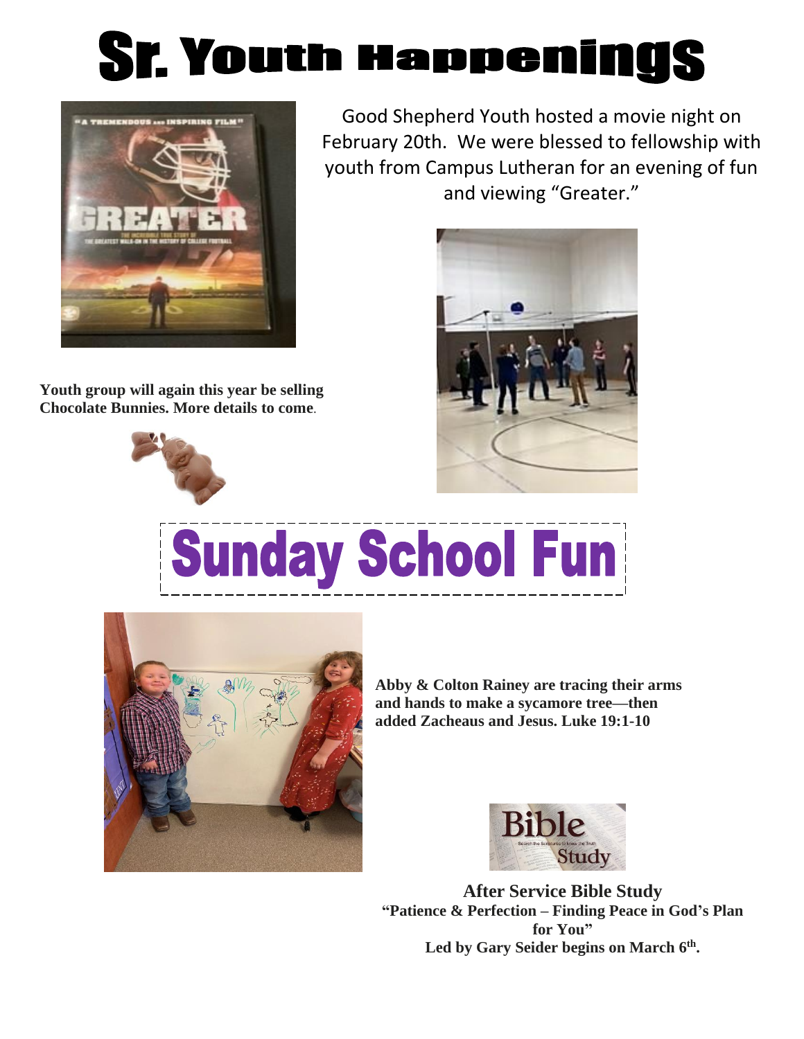# Sr. Youth Happenings

Good Shepherd Youth hosted a movie night on February 20th. We were blessed to fellowship with youth from Campus Lutheran for an evening of fun and viewing "Greater."

**Youth group will again this year be selling Chocolate Bunnies. More details to come**.

# Sunday School Fun

**Abby & Colton Rainey are tracing their arms and hands to make a sycamore tree—then added Zacheaus and Jesus. Luke 19:1-10**

**After Service Bible Study**

**"Patience & Perfection – Finding Peace in God's Plan for You"**

**Led by Gary Seider begins on March 6th.**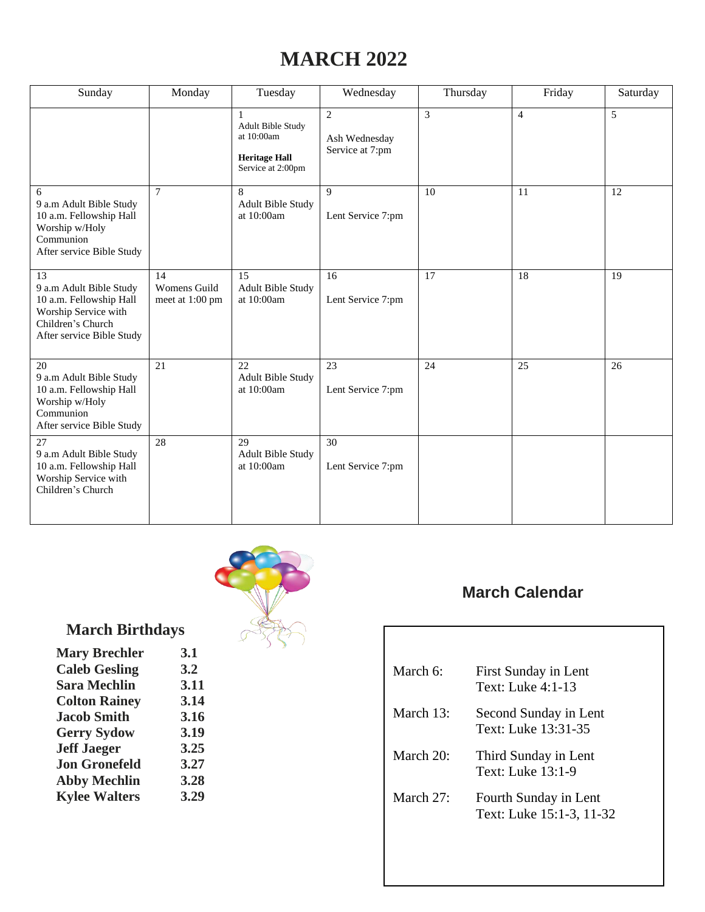# MARCH 2022

| Sunday | Monday | Tuesday | Wednesday | Thursday | Friday | Saturday |
|---|---|---|---|---|---|---|
| | | 1<br>Adult Bible Study at 10:00am<br><br>**Heritage Hall** Service at 2:00pm | 2<br><br>Ash Wednesday Service at 7:pm | 3 | 4 | 5 |
| 6<br>9 a.m Adult Bible Study<br>10 a.m. Fellowship Hall Worship w/Holy Communion<br>After service Bible Study | 7 | 8<br>Adult Bible Study at 10:00am | 9<br><br>Lent Service 7:pm | 10 | 11 | 12 |
| 13<br>9 a.m Adult Bible Study<br>10 a.m. Fellowship Hall Worship Service with Children's Church<br>After service Bible Study | 14<br>Womens Guild meet at 1:00 pm | 15<br>Adult Bible Study at 10:00am | 16<br><br>Lent Service 7:pm | 17 | 18 | 19 |
| 20<br>9 a.m Adult Bible Study<br>10 a.m. Fellowship Hall Worship w/Holy Communion<br>After service Bible Study | 21 | 22<br>Adult Bible Study at 10:00am | 23<br><br>Lent Service 7:pm | 24 | 25 | 26 |
| 27<br>9 a.m Adult Bible Study<br>10 a.m. Fellowship Hall Worship Service with Children's Church | 28 | 29<br>Adult Bible Study at 10:00am | 30<br><br>Lent Service 7:pm | | | |

## March Birthdays

| | |
|---|---|
| **Mary Brechler** | **3.1** |
| **Caleb Gesling** | **3.2** |
| **Sara Mechlin** | **3.11** |
| **Colton Rainey** | **3.14** |
| **Jacob Smith** | **3.16** |
| **Gerry Sydow** | **3.19** |
| **Jeff Jaeger** | **3.25** |
| **Jon Gronefeld** | **3.27** |
| **Abby Mechlin** | **3.28** |
| **Kylee Walters** | **3.29** |

## March Calendar

| | |
|---|---|
| March 6: | First Sunday in Lent<br>Text: Luke 4:1-13 |
| March 13: | Second Sunday in Lent<br>Text: Luke 13:31-35 |
| March 20: | Third Sunday in Lent<br>Text: Luke 13:1-9 |
| March 27: | Fourth Sunday in Lent<br>Text: Luke 15:1-3, 11-32 |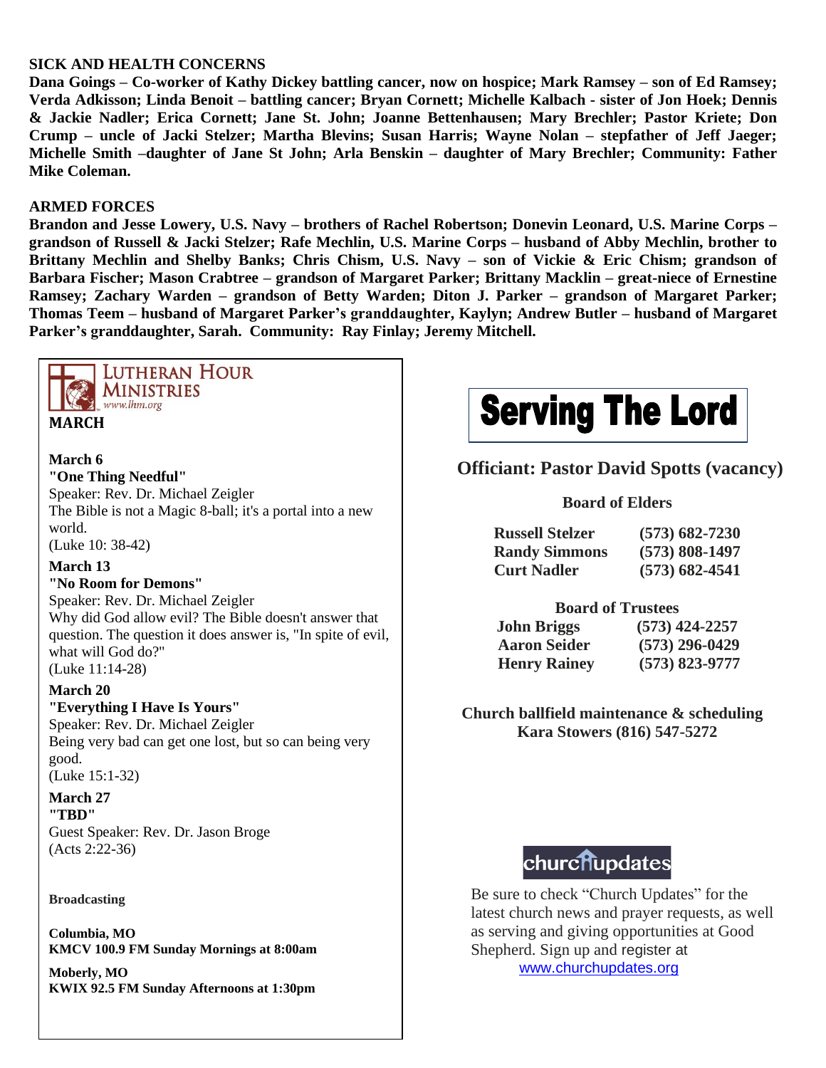## SICK AND HEALTH CONCERNS

**Dana Goings – Co-worker of Kathy Dickey battling cancer, now on hospice; Mark Ramsey – son of Ed Ramsey; Verda Adkisson; Linda Benoit – battling cancer; Bryan Cornett; Michelle Kalbach - sister of Jon Hoek; Dennis & Jackie Nadler; Erica Cornett; Jane St. John; Joanne Bettenhausen; Mary Brechler; Pastor Kriete; Don Crump – uncle of Jacki Stelzer; Martha Blevins; Susan Harris; Wayne Nolan – stepfather of Jeff Jaeger; Michelle Smith –daughter of Jane St John; Arla Benskin – daughter of Mary Brechler; Community: Father Mike Coleman.**

## ARMED FORCES

**Brandon and Jesse Lowery, U.S. Navy – brothers of Rachel Robertson; Donevin Leonard, U.S. Marine Corps – grandson of Russell & Jacki Stelzer; Rafe Mechlin, U.S. Marine Corps – husband of Abby Mechlin, brother to Brittany Mechlin and Shelby Banks; Chris Chism, U.S. Navy – son of Vickie & Eric Chism; grandson of Barbara Fischer; Mason Crabtree – grandson of Margaret Parker; Brittany Macklin – great-niece of Ernestine Ramsey; Zachary Warden – grandson of Betty Warden; Diton J. Parker – grandson of Margaret Parker; Thomas Teem – husband of Margaret Parker's granddaughter, Kaylyn; Andrew Butler – husband of Margaret Parker's granddaughter, Sarah. Community: Ray Finlay; Jeremy Mitchell.**

### Lutheran Hour Ministries
www.lhm.org

**MARCH**

**March 6**
**"One Thing Needful"**
Speaker: Rev. Dr. Michael Zeigler
The Bible is not a Magic 8-ball; it's a portal into a new world.
(Luke 10: 38-42)

**March 13**
**"No Room for Demons"**
Speaker: Rev. Dr. Michael Zeigler
Why did God allow evil? The Bible doesn't answer that question. The question it does answer is, "In spite of evil, what will God do?"
(Luke 11:14-28)

**March 20**
**"Everything I Have Is Yours"**
Speaker: Rev. Dr. Michael Zeigler
Being very bad can get one lost, but so can being very good.
(Luke 15:1-32)

**March 27**
**"TBD"**
Guest Speaker: Rev. Dr. Jason Broge
(Acts 2:22-36)

**Broadcasting**

**Columbia, MO**
**KMCV 100.9 FM Sunday Mornings at 8:00am**

**Moberly, MO**
**KWIX 92.5 FM Sunday Afternoons at 1:30pm**

# Serving The Lord

**Officiant: Pastor David Spotts (vacancy)**

**Board of Elders**

| | |
|---|---|
| **Russell Stelzer** | **(573) 682-7230** |
| **Randy Simmons** | **(573) 808-1497** |
| **Curt Nadler** | **(573) 682-4541** |

**Board of Trustees**

| | |
|---|---|
| **John Briggs** | **(573) 424-2257** |
| **Aaron Seider** | **(573) 296-0429** |
| **Henry Rainey** | **(573) 823-9777** |

**Church ballfield maintenance & scheduling**
**Kara Stowers (816) 547-5272**

churchupdates

Be sure to check "Church Updates" for the latest church news and prayer requests, as well as serving and giving opportunities at Good Shepherd. Sign up and register at www.churchupdates.org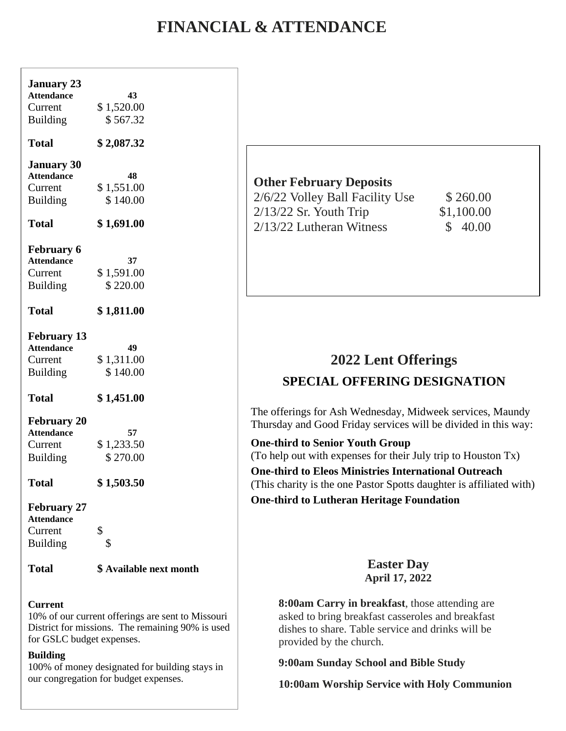# FINANCIAL & ATTENDANCE

**January 23**

| | |
|---|---|
| **Attendance** | **43** |
| Current | $ 1,520.00 |
| Building | $ 567.32 |
| **Total** | **$ 2,087.32** |

**January 30**

| | |
|---|---|
| **Attendance** | **48** |
| Current | $ 1,551.00 |
| Building | $ 140.00 |
| **Total** | **$ 1,691.00** |

**February 6**

| | |
|---|---|
| **Attendance** | **37** |
| Current | $ 1,591.00 |
| Building | $ 220.00 |
| **Total** | **$ 1,811.00** |

**February 13**

| | |
|---|---|
| **Attendance** | **49** |
| Current | $ 1,311.00 |
| Building | $ 140.00 |
| **Total** | **$ 1,451.00** |

**February 20**

| | |
|---|---|
| **Attendance** | **57** |
| Current | $ 1,233.50 |
| Building | $ 270.00 |
| **Total** | **$ 1,503.50** |

**February 27**

| | |
|---|---|
| **Attendance** | |
| Current | $ |
| Building | $ |
| **Total** | **$ Available next month** |

**Current**
10% of our current offerings are sent to Missouri District for missions. The remaining 90% is used for GSLC budget expenses.

**Building**
100% of money designated for building stays in our congregation for budget expenses.

**Other February Deposits**

| | |
|---|---|
| 2/6/22 Volley Ball Facility Use | $ 260.00 |
| 2/13/22 Sr. Youth Trip | $1,100.00 |
| 2/13/22 Lutheran Witness | $ 40.00 |

## 2022 Lent Offerings

### SPECIAL OFFERING DESIGNATION

The offerings for Ash Wednesday, Midweek services, Maundy Thursday and Good Friday services will be divided in this way:

**One-third to Senior Youth Group**
(To help out with expenses for their July trip to Houston Tx)

**One-third to Eleos Ministries International Outreach**
(This charity is the one Pastor Spotts daughter is affiliated with)

**One-third to Lutheran Heritage Foundation**

## Easter Day

**April 17, 2022**

**8:00am Carry in breakfast**, those attending are asked to bring breakfast casseroles and breakfast dishes to share. Table service and drinks will be provided by the church.

**9:00am Sunday School and Bible Study**

**10:00am Worship Service with Holy Communion**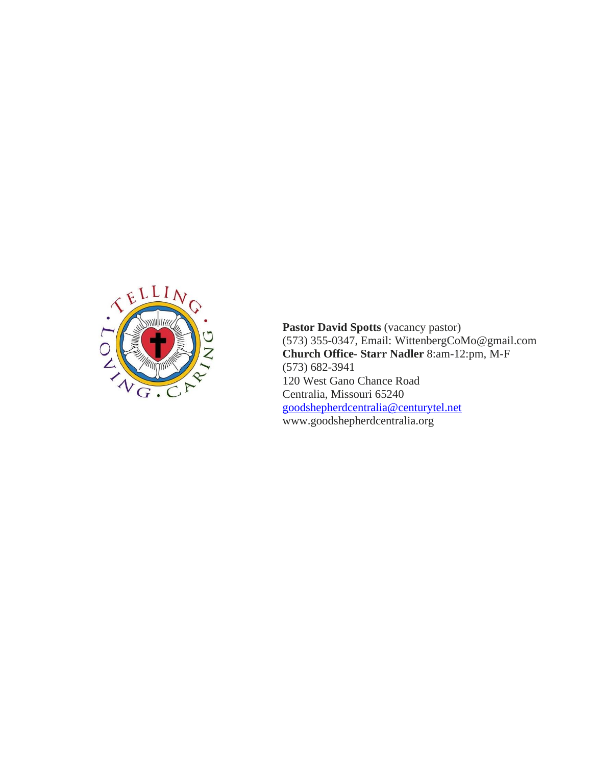**Pastor David Spotts** (vacancy pastor)
(573) 355-0347, Email: WittenbergCoMo@gmail.com
**Church Office- Starr Nadler** 8:am-12:pm, M-F
(573) 682-3941
120 West Gano Chance Road
Centralia, Missouri 65240
goodshepherdcentralia@centurytel.net
www.goodshepherdcentralia.org